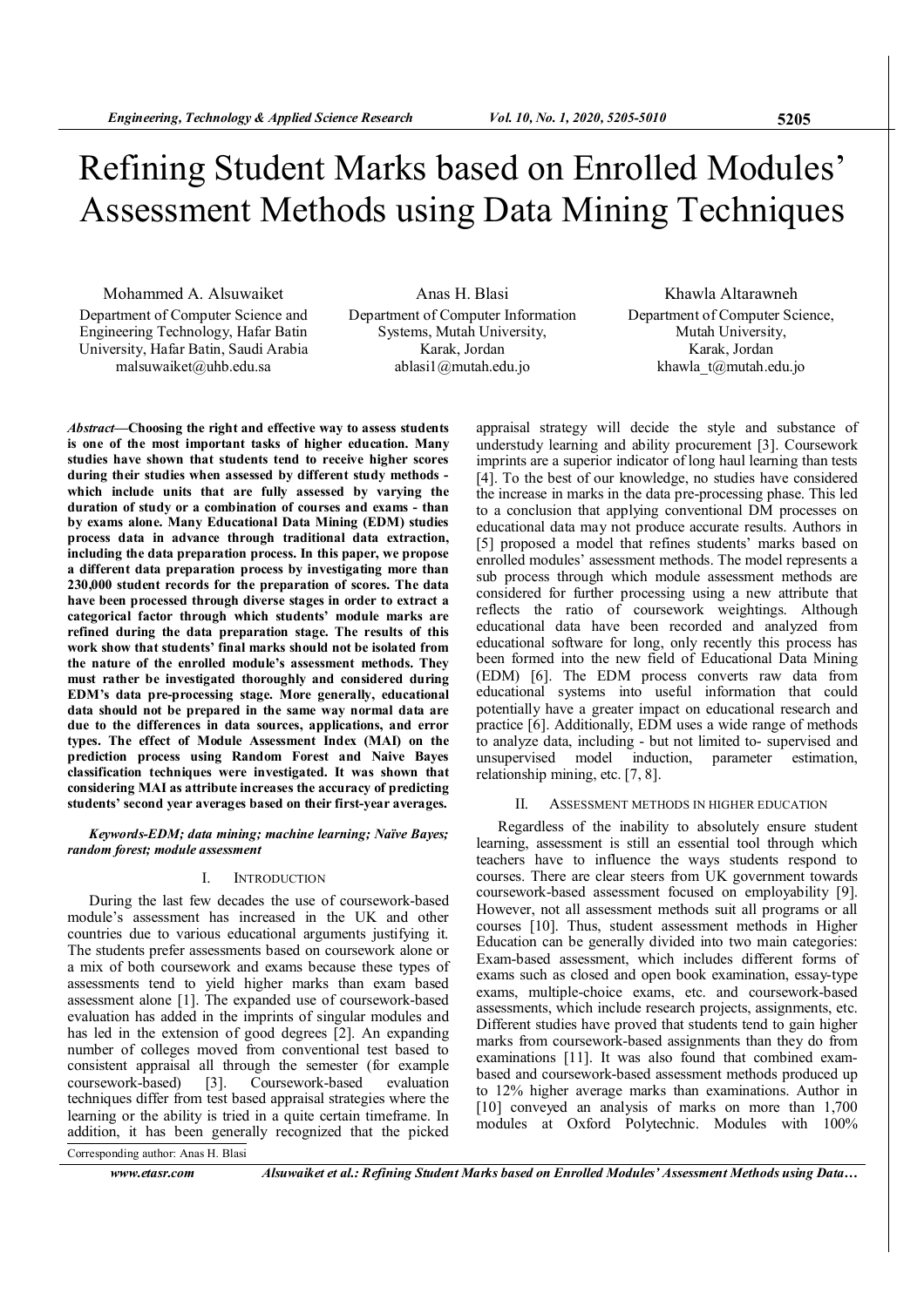# Refining Student Marks based on Enrolled Modules' Assessment Methods using Data Mining Techniques

Mohammed A. Alsuwaiket
Department of Computer Science and Engineering Technology, Hafar Batin University, Hafar Batin, Saudi Arabia
malsuwaiket@uhb.edu.sa

Anas H. Blasi
Department of Computer Information Systems, Mutah University, Karak, Jordan
ablasi1@mutah.edu.jo

Khawla Altarawneh
Department of Computer Science, Mutah University, Karak, Jordan
khawla_t@mutah.edu.jo

***Abstract*—Choosing the right and effective way to assess students is one of the most important tasks of higher education. Many studies have shown that students tend to receive higher scores during their studies when assessed by different study methods - which include units that are fully assessed by varying the duration of study or a combination of courses and exams - than by exams alone. Many Educational Data Mining (EDM) studies process data in advance through traditional data extraction, including the data preparation process. In this paper, we propose a different data preparation process by investigating more than 230,000 student records for the preparation of scores. The data have been processed through diverse stages in order to extract a categorical factor through which students' module marks are refined during the data preparation stage. The results of this work show that students' final marks should not be isolated from the nature of the enrolled module's assessment methods. They must rather be investigated thoroughly and considered during EDM's data pre-processing stage. More generally, educational data should not be prepared in the same way normal data are due to the differences in data sources, applications, and error types. The effect of Module Assessment Index (MAI) on the prediction process using Random Forest and Naive Bayes classification techniques were investigated. It was shown that considering MAI as attribute increases the accuracy of predicting students' second year averages based on their first-year averages.**

***Keywords-EDM; data mining; machine learning; Naïve Bayes; random forest; module assessment***

## I. Introduction

During the last few decades the use of coursework-based module's assessment has increased in the UK and other countries due to various educational arguments justifying it. The students prefer assessments based on coursework alone or a mix of both coursework and exams because these types of assessments tend to yield higher marks than exam based assessment alone [1]. The expanded use of coursework-based evaluation has added in the imprints of singular modules and has led in the extension of good degrees [2]. An expanding number of colleges moved from conventional test based to consistent appraisal all through the semester (for example coursework-based) [3]. Coursework-based evaluation techniques differ from test based appraisal strategies where the learning or the ability is tried in a quite certain timeframe. In addition, it has been generally recognized that the picked appraisal strategy will decide the style and substance of understudy learning and ability procurement [3]. Coursework imprints are a superior indicator of long haul learning than tests [4]. To the best of our knowledge, no studies have considered the increase in marks in the data pre-processing phase. This led to a conclusion that applying conventional DM processes on educational data may not produce accurate results. Authors in [5] proposed a model that refines students' marks based on enrolled modules' assessment methods. The model represents a sub process through which module assessment methods are considered for further processing using a new attribute that reflects the ratio of coursework weightings. Although educational data have been recorded and analyzed from educational software for long, only recently this process has been formed into the new field of Educational Data Mining (EDM) [6]. The EDM process converts raw data from educational systems into useful information that could potentially have a greater impact on educational research and practice [6]. Additionally, EDM uses a wide range of methods to analyze data, including - but not limited to- supervised and unsupervised model induction, parameter estimation, relationship mining, etc. [7, 8].

## II. Assessment Methods in Higher Education

Regardless of the inability to absolutely ensure student learning, assessment is still an essential tool through which teachers have to influence the ways students respond to courses. There are clear steers from UK government towards coursework-based assessment focused on employability [9]. However, not all assessment methods suit all programs or all courses [10]. Thus, student assessment methods in Higher Education can be generally divided into two main categories: Exam-based assessment, which includes different forms of exams such as closed and open book examination, essay-type exams, multiple-choice exams, etc. and coursework-based assessments, which include research projects, assignments, etc. Different studies have proved that students tend to gain higher marks from coursework-based assignments than they do from examinations [11]. It was also found that combined exam-based and coursework-based assessment methods produced up to 12% higher average marks than examinations. Author in [10] conveyed an analysis of marks on more than 1,700 modules at Oxford Polytechnic. Modules with 100%

Corresponding author: Anas H. Blasi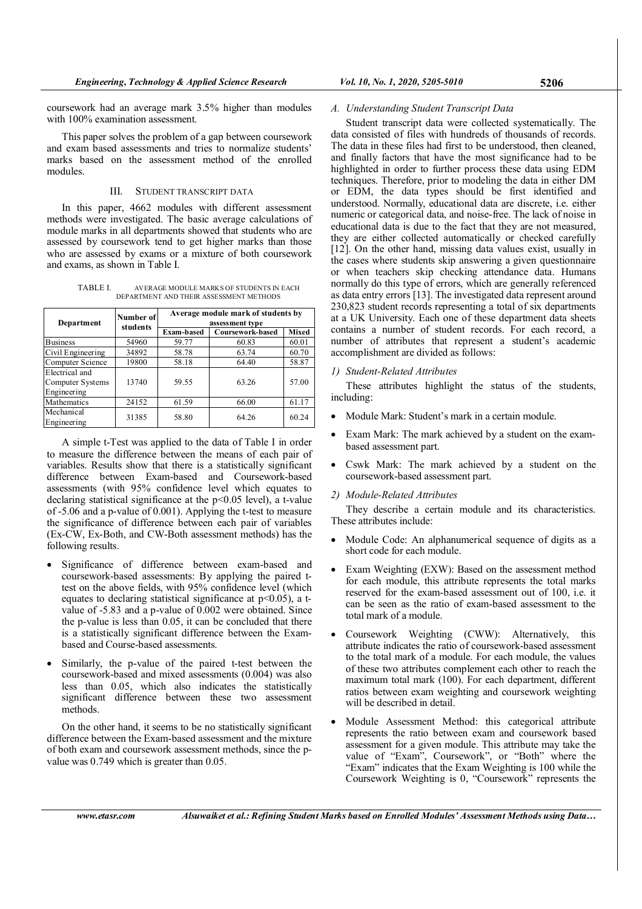coursework had an average mark 3.5% higher than modules with 100% examination assessment.

This paper solves the problem of a gap between coursework and exam based assessments and tries to normalize students' marks based on the assessment method of the enrolled modules.

## III. STUDENT TRANSCRIPT DATA

In this paper, 4662 modules with different assessment methods were investigated. The basic average calculations of module marks in all departments showed that students who are assessed by coursework tend to get higher marks than those who are assessed by exams or a mixture of both coursework and exams, as shown in Table I.

TABLE I. AVERAGE MODULE MARKS OF STUDENTS IN EACH DEPARTMENT AND THEIR ASSESSMENT METHODS

| Department | Number of students | Average module mark of students by assessment type | | |
|---|---|---|---|---|
| | | Exam-based | Coursework-based | Mixed |
| Business | 54960 | 59.77 | 60.83 | 60.01 |
| Civil Engineering | 34892 | 58.78 | 63.74 | 60.70 |
| Computer Science | 19800 | 58.18 | 64.40 | 58.87 |
| Electrical and Computer Systems Engineering | 13740 | 59.55 | 63.26 | 57.00 |
| Mathematics | 24152 | 61.59 | 66.00 | 61.17 |
| Mechanical Engineering | 31385 | 58.80 | 64.26 | 60.24 |

A simple t-Test was applied to the data of Table I in order to measure the difference between the means of each pair of variables. Results show that there is a statistically significant difference between Exam-based and Coursework-based assessments (with 95% confidence level which equates to declaring statistical significance at the $p<0.05$ level), a t-value of -5.06 and a p-value of 0.001). Applying the t-test to measure the significance of difference between each pair of variables (Ex-CW, Ex-Both, and CW-Both assessment methods) has the following results.

- Significance of difference between exam-based and coursework-based assessments: By applying the paired t-test on the above fields, with 95% confidence level (which equates to declaring statistical significance at $p<0.05$), a t-value of -5.83 and a p-value of 0.002 were obtained. Since the p-value is less than 0.05, it can be concluded that there is a statistically significant difference between the Exam-based and Course-based assessments.
- Similarly, the p-value of the paired t-test between the coursework-based and mixed assessments (0.004) was also less than 0.05, which also indicates the statistically significant difference between these two assessment methods.

On the other hand, it seems to be no statistically significant difference between the Exam-based assessment and the mixture of both exam and coursework assessment methods, since the p-value was 0.749 which is greater than 0.05.

### A. Understanding Student Transcript Data

Student transcript data were collected systematically. The data consisted of files with hundreds of thousands of records. The data in these files had first to be understood, then cleaned, and finally factors that have the most significance had to be highlighted in order to further process these data using EDM techniques. Therefore, prior to modeling the data in either DM or EDM, the data types should be first identified and understood. Normally, educational data are discrete, i.e. either numeric or categorical data, and noise-free. The lack of noise in educational data is due to the fact that they are not measured, they are either collected automatically or checked carefully [12]. On the other hand, missing data values exist, usually in the cases where students skip answering a given questionnaire or when teachers skip checking attendance data. Humans normally do this type of errors, which are generally referenced as data entry errors [13]. The investigated data represent around 230,823 student records representing a total of six departments at a UK University. Each one of these department data sheets contains a number of student records. For each record, a number of attributes that represent a student's academic accomplishment are divided as follows:

#### 1) Student-Related Attributes

These attributes highlight the status of the students, including:

- Module Mark: Student's mark in a certain module.
- Exam Mark: The mark achieved by a student on the exam-based assessment part.
- Cswk Mark: The mark achieved by a student on the coursework-based assessment part.

#### 2) Module-Related Attributes

They describe a certain module and its characteristics. These attributes include:

- Module Code: An alphanumerical sequence of digits as a short code for each module.
- Exam Weighting (EXW): Based on the assessment method for each module, this attribute represents the total marks reserved for the exam-based assessment out of 100, i.e. it can be seen as the ratio of exam-based assessment to the total mark of a module.
- Coursework Weighting (CWW): Alternatively, this attribute indicates the ratio of coursework-based assessment to the total mark of a module. For each module, the values of these two attributes complement each other to reach the maximum total mark (100). For each department, different ratios between exam weighting and coursework weighting will be described in detail.
- Module Assessment Method: this categorical attribute represents the ratio between exam and coursework based assessment for a given module. This attribute may take the value of "Exam", Coursework", or "Both" where the "Exam" indicates that the Exam Weighting is 100 while the Coursework Weighting is 0, "Coursework" represents the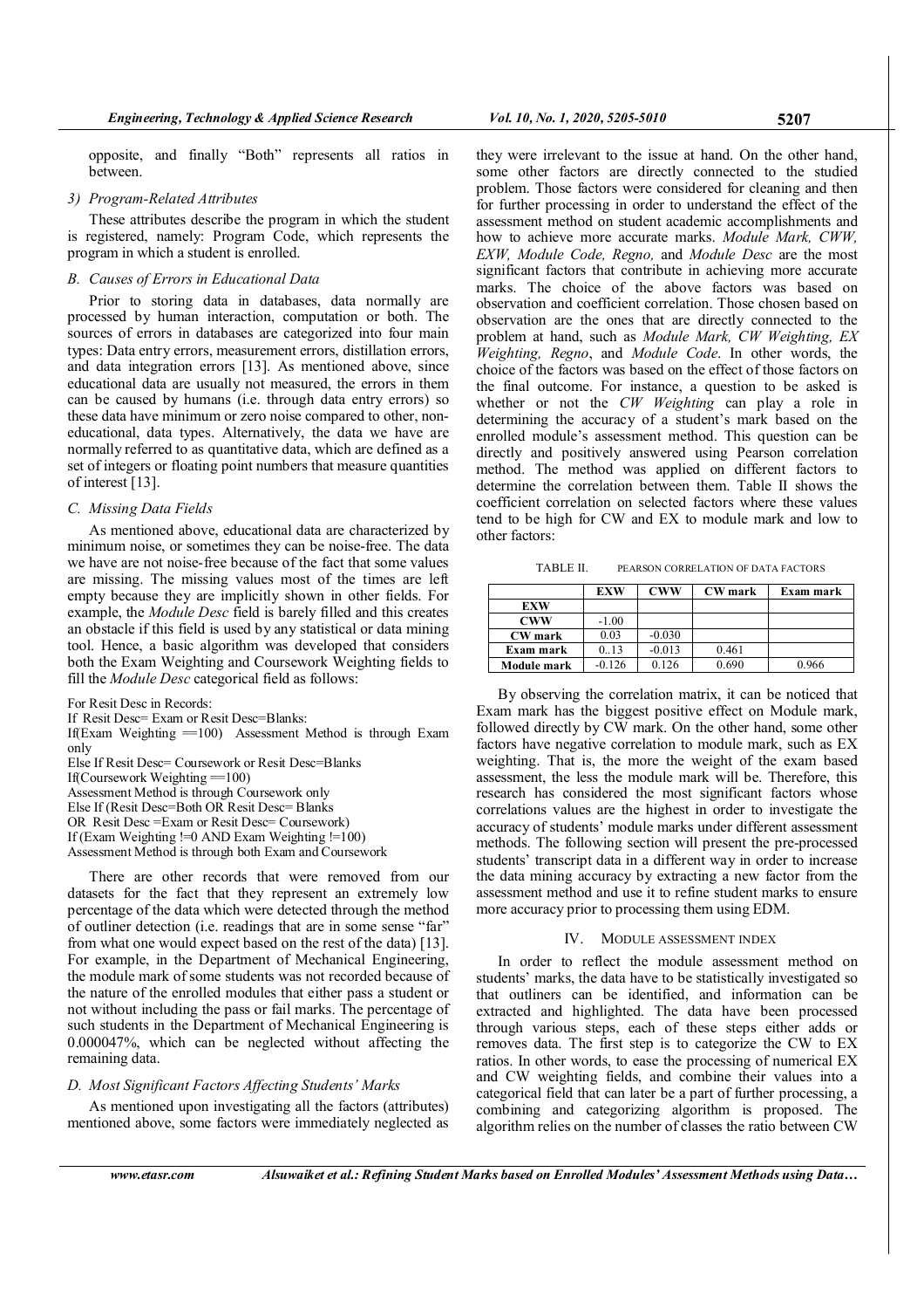opposite, and finally "Both" represents all ratios in between.

### 3) Program-Related Attributes

These attributes describe the program in which the student is registered, namely: Program Code, which represents the program in which a student is enrolled.

## B. Causes of Errors in Educational Data

Prior to storing data in databases, data normally are processed by human interaction, computation or both. The sources of errors in databases are categorized into four main types: Data entry errors, measurement errors, distillation errors, and data integration errors [13]. As mentioned above, since educational data are usually not measured, the errors in them can be caused by humans (i.e. through data entry errors) so these data have minimum or zero noise compared to other, non-educational, data types. Alternatively, the data we have are normally referred to as quantitative data, which are defined as a set of integers or floating point numbers that measure quantities of interest [13].

## C. Missing Data Fields

As mentioned above, educational data are characterized by minimum noise, or sometimes they can be noise-free. The data we have are not noise-free because of the fact that some values are missing. The missing values most of the times are left empty because they are implicitly shown in other fields. For example, the *Module Desc* field is barely filled and this creates an obstacle if this field is used by any statistical or data mining tool. Hence, a basic algorithm was developed that considers both the Exam Weighting and Coursework Weighting fields to fill the *Module Desc* categorical field as follows:

```
For Resit Desc in Records:
If Resit Desc= Exam or Resit Desc=Blanks:
If(Exam Weighting ==100) Assessment Method is through Exam only
Else If Resit Desc= Coursework or Resit Desc=Blanks
If(Coursework Weighting ==100)
Assessment Method is through Coursework only
Else If (Resit Desc=Both OR Resit Desc= Blanks
OR Resit Desc =Exam or Resit Desc= Coursework)
If (Exam Weighting !=0 AND Exam Weighting !=100)
Assessment Method is through both Exam and Coursework
```

There are other records that were removed from our datasets for the fact that they represent an extremely low percentage of the data which were detected through the method of outliner detection (i.e. readings that are in some sense "far" from what one would expect based on the rest of the data) [13]. For example, in the Department of Mechanical Engineering, the module mark of some students was not recorded because of the nature of the enrolled modules that either pass a student or not without including the pass or fail marks. The percentage of such students in the Department of Mechanical Engineering is 0.000047%, which can be neglected without affecting the remaining data.

## D. Most Significant Factors Affecting Students' Marks

As mentioned upon investigating all the factors (attributes) mentioned above, some factors were immediately neglected as they were irrelevant to the issue at hand. On the other hand, some other factors are directly connected to the studied problem. Those factors were considered for cleaning and then for further processing in order to understand the effect of the assessment method on student academic accomplishments and how to achieve more accurate marks. *Module Mark, CWW, EXW, Module Code, Regno,* and *Module Desc* are the most significant factors that contribute in achieving more accurate marks. The choice of the above factors was based on observation and coefficient correlation. Those chosen based on observation are the ones that are directly connected to the problem at hand, such as *Module Mark, CW Weighting, EX Weighting, Regno*, and *Module Code*. In other words, the choice of the factors was based on the effect of those factors on the final outcome. For instance, a question to be asked is whether or not the *CW Weighting* can play a role in determining the accuracy of a student's mark based on the enrolled module's assessment method. This question can be directly and positively answered using Pearson correlation method. The method was applied on different factors to determine the correlation between them. Table II shows the coefficient correlation on selected factors where these values tend to be high for CW and EX to module mark and low to other factors:

TABLE II. PEARSON CORRELATION OF DATA FACTORS

| | EXW | CWW | CW mark | Exam mark |
|---|---|---|---|---|
| **EXW** | | | | |
| **CWW** | -1.00 | | | |
| **CW mark** | 0.03 | -0.030 | | |
| **Exam mark** | 0..13 | -0.013 | 0.461 | |
| **Module mark** | -0.126 | 0.126 | 0.690 | 0.966 |

By observing the correlation matrix, it can be noticed that Exam mark has the biggest positive effect on Module mark, followed directly by CW mark. On the other hand, some other factors have negative correlation to module mark, such as EX weighting. That is, the more the weight of the exam based assessment, the less the module mark will be. Therefore, this research has considered the most significant factors whose correlations values are the highest in order to investigate the accuracy of students' module marks under different assessment methods. The following section will present the pre-processed students' transcript data in a different way in order to increase the data mining accuracy by extracting a new factor from the assessment method and use it to refine student marks to ensure more accuracy prior to processing them using EDM.

# IV. MODULE ASSESSMENT INDEX

In order to reflect the module assessment method on students' marks, the data have to be statistically investigated so that outliners can be identified, and information can be extracted and highlighted. The data have been processed through various steps, each of these steps either adds or removes data. The first step is to categorize the CW to EX ratios. In other words, to ease the processing of numerical EX and CW weighting fields, and combine their values into a categorical field that can later be a part of further processing, a combining and categorizing algorithm is proposed. The algorithm relies on the number of classes the ratio between CW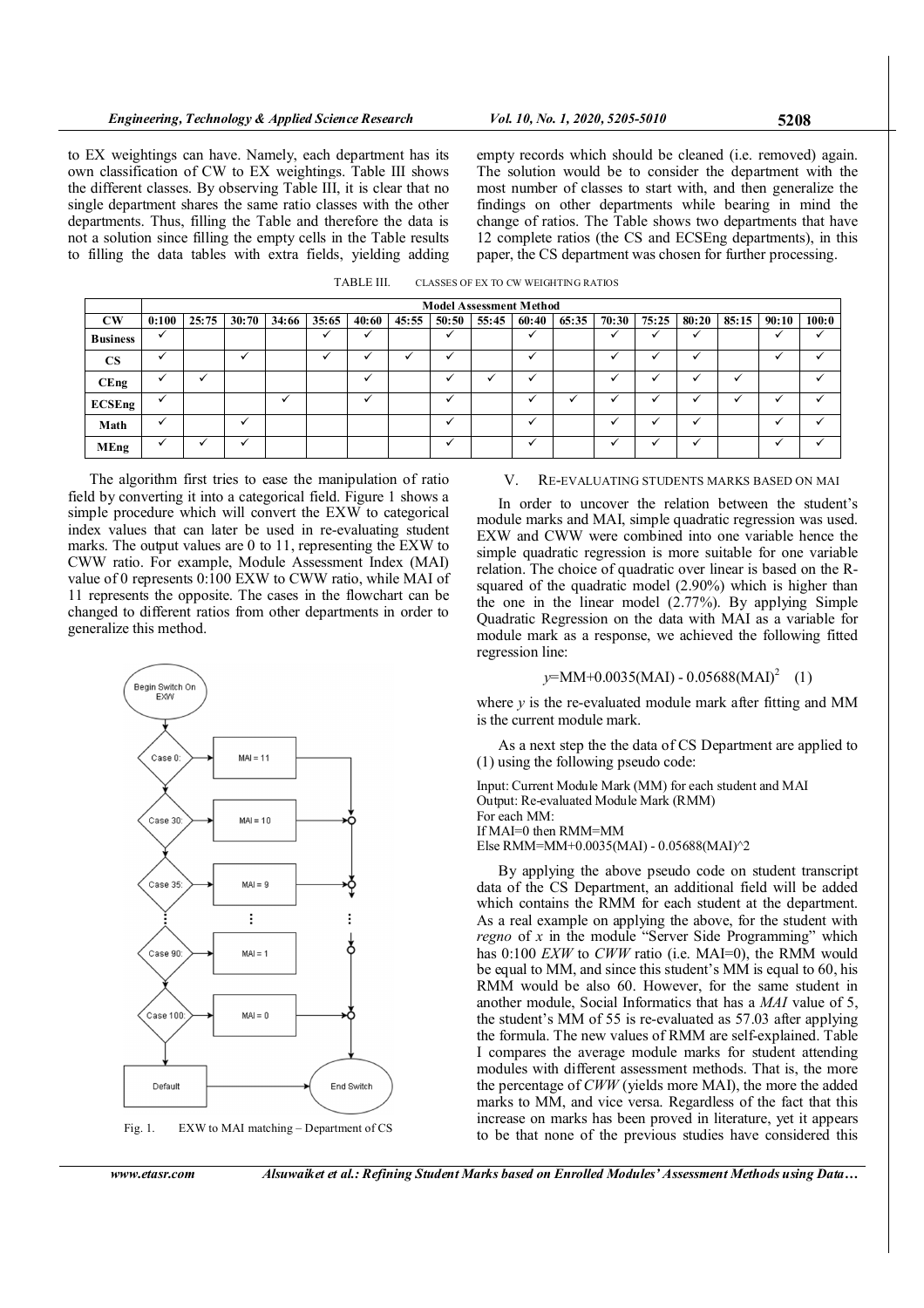to EX weightings can have. Namely, each department has its own classification of CW to EX weightings. Table III shows the different classes. By observing Table III, it is clear that no single department shares the same ratio classes with the other departments. Thus, filling the Table and therefore the data is not a solution since filling the empty cells in the Table results to filling the data tables with extra fields, yielding adding empty records which should be cleaned (i.e. removed) again. The solution would be to consider the department with the most number of classes to start with, and then generalize the findings on other departments while bearing in mind the change of ratios. The Table shows two departments that have 12 complete ratios (the CS and ECSEng departments), in this paper, the CS department was chosen for further processing.

TABLE III. CLASSES OF EX TO CW WEIGHTING RATIOS

| | Model Assessment Method | | | | | | | | | | | | | | | | |
|---|---|---|---|---|---|---|---|---|---|---|---|---|---|---|---|---|---|
| **CW** | **0:100** | **25:75** | **30:70** | **34:66** | **35:65** | **40:60** | **45:55** | **50:50** | **55:45** | **60:40** | **65:35** | **70:30** | **75:25** | **80:20** | **85:15** | **90:10** | **100:0** |
| **Business** | ✓ | | | | ✓ | ✓ | | ✓ | | ✓ | | ✓ | ✓ | ✓ | | ✓ | ✓ |
| **CS** | ✓ | | ✓ | | ✓ | ✓ | ✓ | ✓ | | ✓ | | ✓ | ✓ | ✓ | | ✓ | ✓ |
| **CEng** | ✓ | ✓ | | | | ✓ | | ✓ | ✓ | ✓ | | ✓ | ✓ | ✓ | ✓ | | ✓ |
| **ECSEng** | ✓ | | | ✓ | | ✓ | | ✓ | | ✓ | ✓ | ✓ | ✓ | ✓ | ✓ | ✓ | ✓ |
| **Math** | ✓ | | ✓ | | | | | ✓ | | ✓ | | ✓ | ✓ | ✓ | | ✓ | ✓ |
| **MEng** | ✓ | ✓ | ✓ | | | | | ✓ | | ✓ | | ✓ | ✓ | ✓ | | ✓ | ✓ |

The algorithm first tries to ease the manipulation of ratio field by converting it into a categorical field. Figure 1 shows a simple procedure which will convert the EXW to categorical index values that can later be used in re-evaluating student marks. The output values are 0 to 11, representing the EXW to CWW ratio. For example, Module Assessment Index (MAI) value of 0 represents 0:100 EXW to CWW ratio, while MAI of 11 represents the opposite. The cases in the flowchart can be changed to different ratios from other departments in order to generalize this method.

Fig. 1. EXW to MAI matching – Department of CS

## V. RE-EVALUATING STUDENTS MARKS BASED ON MAI

In order to uncover the relation between the student's module marks and MAI, simple quadratic regression was used. EXW and CWW were combined into one variable hence the simple quadratic regression is more suitable for one variable relation. The choice of quadratic over linear is based on the R-squared of the quadratic model (2.90%) which is higher than the one in the linear model (2.77%). By applying Simple Quadratic Regression on the data with MAI as a variable for module mark as a response, we achieved the following fitted regression line:

$$y = \text{MM} + 0.0035(\text{MAI}) - 0.05688(\text{MAI})^2 \quad (1)$$

where $y$ is the re-evaluated module mark after fitting and MM is the current module mark.

As a next step the the data of CS Department are applied to (1) using the following pseudo code:

```
Input: Current Module Mark (MM) for each student and MAI
Output: Re-evaluated Module Mark (RMM)
For each MM:
If MAI=0 then RMM=MM
Else RMM=MM+0.0035(MAI) - 0.05688(MAI)^2
```

By applying the above pseudo code on student transcript data of the CS Department, an additional field will be added which contains the RMM for each student at the department. As a real example on applying the above, for the student with *regno* of *x* in the module "Server Side Programming" which has 0:100 *EXW* to *CWW* ratio (i.e. MAI=0), the RMM would be equal to MM, and since this student's MM is equal to 60, his RMM would be also 60. However, for the same student in another module, Social Informatics that has a *MAI* value of 5, the student's MM of 55 is re-evaluated as 57.03 after applying the formula. The new values of RMM are self-explained. Table I compares the average module marks for student attending modules with different assessment methods. That is, the more the percentage of *CWW* (yields more MAI), the more the added marks to MM, and vice versa. Regardless of the fact that this increase on marks has been proved in literature, yet it appears to be that none of the previous studies have considered this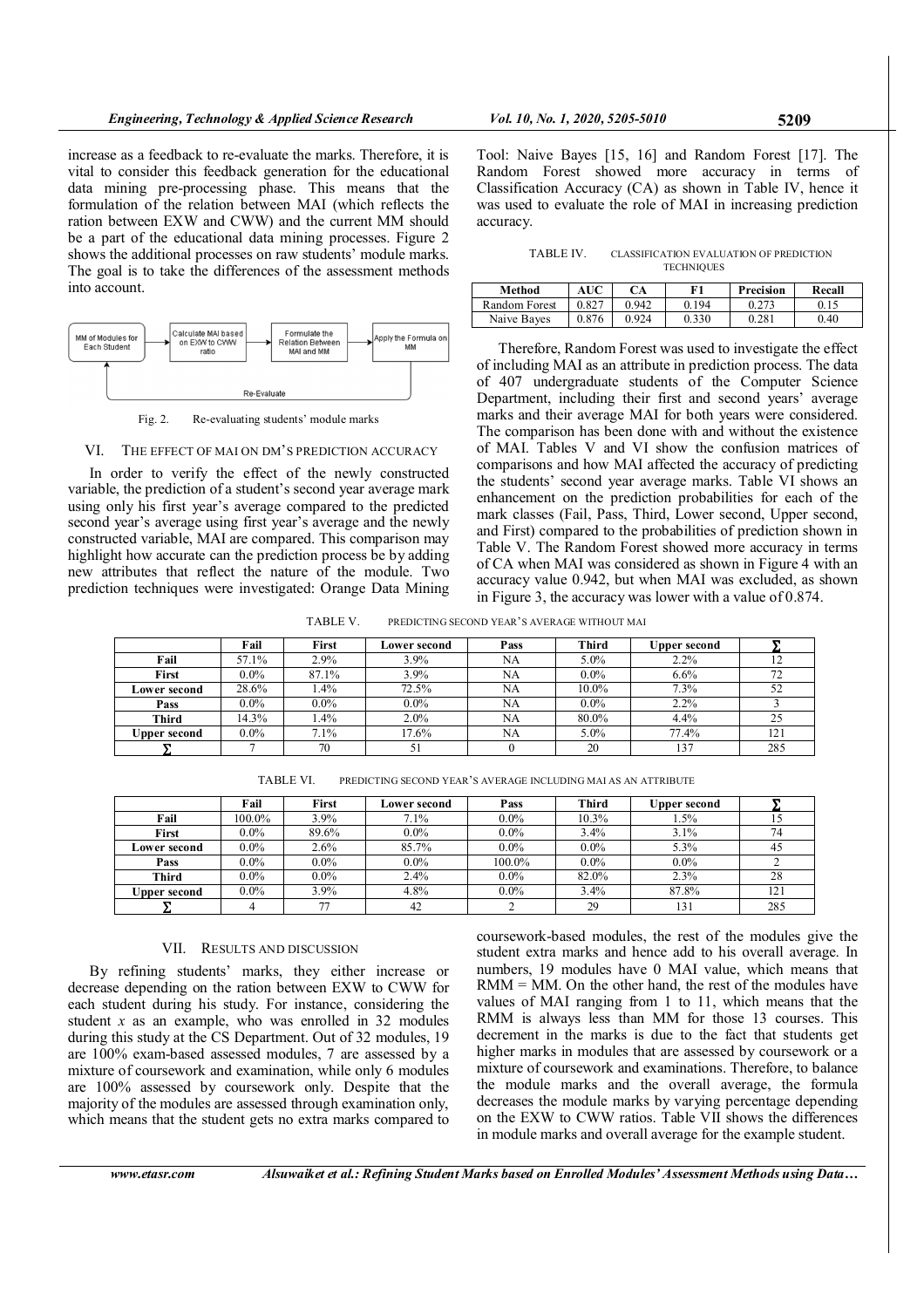increase as a feedback to re-evaluate the marks. Therefore, it is vital to consider this feedback generation for the educational data mining pre-processing phase. This means that the formulation of the relation between MAI (which reflects the ration between EXW and CWW) and the current MM should be a part of the educational data mining processes. Figure 2 shows the additional processes on raw students' module marks. The goal is to take the differences of the assessment methods into account.

Fig. 2. Re-evaluating students' module marks

## VI. THE EFFECT OF MAI ON DM'S PREDICTION ACCURACY

In order to verify the effect of the newly constructed variable, the prediction of a student's second year average mark using only his first year's average compared to the predicted second year's average using first year's average and the newly constructed variable, MAI are compared. This comparison may highlight how accurate can the prediction process be by adding new attributes that reflect the nature of the module. Two prediction techniques were investigated: Orange Data Mining Tool: Naive Bayes [15, 16] and Random Forest [17]. The Random Forest showed more accuracy in terms of Classification Accuracy (CA) as shown in Table IV, hence it was used to evaluate the role of MAI in increasing prediction accuracy.

TABLE IV. CLASSIFICATION EVALUATION OF PREDICTION TECHNIQUES

| Method | AUC | CA | F1 | Precision | Recall |
|---|---|---|---|---|---|
| Random Forest | 0.827 | 0.942 | 0.194 | 0.273 | 0.15 |
| Naive Bayes | 0.876 | 0.924 | 0.330 | 0.281 | 0.40 |

Therefore, Random Forest was used to investigate the effect of including MAI as an attribute in prediction process. The data of 407 undergraduate students of the Computer Science Department, including their first and second years' average marks and their average MAI for both years were considered. The comparison has been done with and without the existence of MAI. Tables V and VI show the confusion matrices of comparisons and how MAI affected the accuracy of predicting the students' second year average marks. Table VI shows an enhancement on the prediction probabilities for each of the mark classes (Fail, Pass, Third, Lower second, Upper second, and First) compared to the probabilities of prediction shown in Table V. The Random Forest showed more accuracy in terms of CA when MAI was considered as shown in Figure 4 with an accuracy value 0.942, but when MAI was excluded, as shown in Figure 3, the accuracy was lower with a value of 0.874.

TABLE V. PREDICTING SECOND YEAR'S AVERAGE WITHOUT MAI

| | Fail | First | Lower second | Pass | Third | Upper second | ∑ |
|---|---|---|---|---|---|---|---|
| **Fail** | 57.1% | 2.9% | 3.9% | NA | 5.0% | 2.2% | 12 |
| **First** | 0.0% | 87.1% | 3.9% | NA | 0.0% | 6.6% | 72 |
| **Lower second** | 28.6% | 1.4% | 72.5% | NA | 10.0% | 7.3% | 52 |
| **Pass** | 0.0% | 0.0% | 0.0% | NA | 0.0% | 2.2% | 3 |
| **Third** | 14.3% | 1.4% | 2.0% | NA | 80.0% | 4.4% | 25 |
| **Upper second** | 0.0% | 7.1% | 17.6% | NA | 5.0% | 77.4% | 121 |
| **∑** | 7 | 70 | 51 | 0 | 20 | 137 | 285 |

TABLE VI. PREDICTING SECOND YEAR'S AVERAGE INCLUDING MAI AS AN ATTRIBUTE

| | Fail | First | Lower second | Pass | Third | Upper second | ∑ |
|---|---|---|---|---|---|---|---|
| **Fail** | 100.0% | 3.9% | 7.1% | 0.0% | 10.3% | 1.5% | 15 |
| **First** | 0.0% | 89.6% | 0.0% | 0.0% | 3.4% | 3.1% | 74 |
| **Lower second** | 0.0% | 2.6% | 85.7% | 0.0% | 0.0% | 5.3% | 45 |
| **Pass** | 0.0% | 0.0% | 0.0% | 100.0% | 0.0% | 0.0% | 2 |
| **Third** | 0.0% | 0.0% | 2.4% | 0.0% | 82.0% | 2.3% | 28 |
| **Upper second** | 0.0% | 3.9% | 4.8% | 0.0% | 3.4% | 87.8% | 121 |
| **∑** | 4 | 77 | 42 | 2 | 29 | 131 | 285 |

## VII. RESULTS AND DISCUSSION

By refining students' marks, they either increase or decrease depending on the ration between EXW to CWW for each student during his study. For instance, considering the student $x$ as an example, who was enrolled in 32 modules during this study at the CS Department. Out of 32 modules, 19 are 100% exam-based assessed modules, 7 are assessed by a mixture of coursework and examination, while only 6 modules are 100% assessed by coursework only. Despite that the majority of the modules are assessed through examination only, which means that the student gets no extra marks compared to coursework-based modules, the rest of the modules give the student extra marks and hence add to his overall average. In numbers, 19 modules have 0 MAI value, which means that RMM = MM. On the other hand, the rest of the modules have values of MAI ranging from 1 to 11, which means that the RMM is always less than MM for those 13 courses. This decrement in the marks is due to the fact that students get higher marks in modules that are assessed by coursework or a mixture of coursework and examinations. Therefore, to balance the module marks and the overall average, the formula decreases the module marks by varying percentage depending on the EXW to CWW ratios. Table VII shows the differences in module marks and overall average for the example student.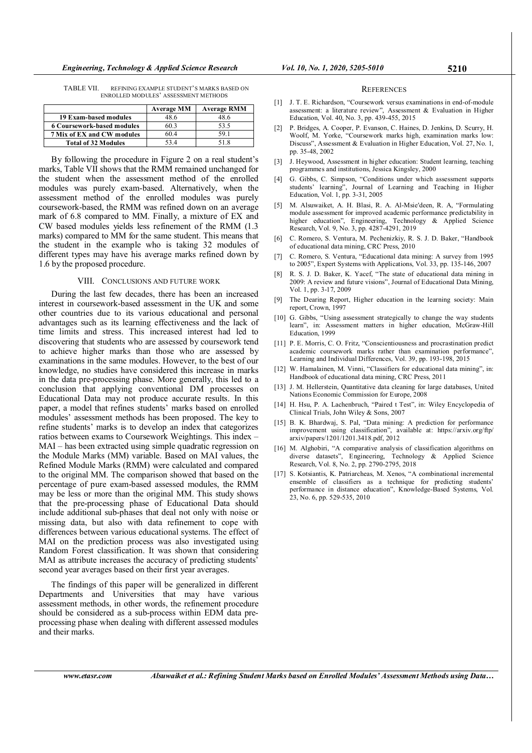TABLE VII. REFINING EXAMPLE STUDENT'S MARKS BASED ON ENROLLED MODULES' ASSESSMENT METHODS

| | Average MM | Average RMM |
|---|---|---|
| **19 Exam-based modules** | 48.6 | 48.6 |
| **6 Coursework-based modules** | 60.3 | 53.5 |
| **7 Mix of EX and CW modules** | 60.4 | 59.1 |
| **Total of 32 Modules** | 53.4 | 51.8 |

By following the procedure in Figure 2 on a real student's marks, Table VII shows that the RMM remained unchanged for the student when the assessment method of the enrolled modules was purely exam-based. Alternatively, when the assessment method of the enrolled modules was purely coursework-based, the RMM was refined down on an average mark of 6.8 compared to MM. Finally, a mixture of EX and CW based modules yields less refinement of the RMM (1.3 marks) compared to MM for the same student. This means that the student in the example who is taking 32 modules of different types may have his average marks refined down by 1.6 by the proposed procedure.

## VIII. CONCLUSIONS AND FUTURE WORK

During the last few decades, there has been an increased interest in coursework-based assessment in the UK and some other countries due to its various educational and personal advantages such as its learning effectiveness and the lack of time limits and stress. This increased interest had led to discovering that students who are assessed by coursework tend to achieve higher marks than those who are assessed by examinations in the same modules. However, to the best of our knowledge, no studies have considered this increase in marks in the data pre-processing phase. More generally, this led to a conclusion that applying conventional DM processes on Educational Data may not produce accurate results. In this paper, a model that refines students' marks based on enrolled modules' assessment methods has been proposed. The key to refine students' marks is to develop an index that categorizes ratios between exams to Coursework Weightings. This index – MAI – has been extracted using simple quadratic regression on the Module Marks (MM) variable. Based on MAI values, the Refined Module Marks (RMM) were calculated and compared to the original MM. The comparison showed that based on the percentage of pure exam-based assessed modules, the RMM may be less or more than the original MM. This study shows that the pre-processing phase of Educational Data should include additional sub-phases that deal not only with noise or missing data, but also with data refinement to cope with differences between various educational systems. The effect of MAI on the prediction process was also investigated using Random Forest classification. It was shown that considering MAI as attribute increases the accuracy of predicting students' second year averages based on their first year averages.

The findings of this paper will be generalized in different Departments and Universities that may have various assessment methods, in other words, the refinement procedure should be considered as a sub-process within EDM data pre-processing phase when dealing with different assessed modules and their marks.

## REFERENCES

[1] J. T. E. Richardson, "Coursework versus examinations in end-of-module assessment: a literature review", Assessment & Evaluation in Higher Education, Vol. 40, No. 3, pp. 439-455, 2015

[2] P. Bridges, A. Cooper, P. Evanson, C. Haines, D. Jenkins, D. Scurry, H. Woolf, M. Yorke, "Coursework marks high, examination marks low: Discuss", Assessment & Evaluation in Higher Education, Vol. 27, No. 1, pp. 35-48, 2002

[3] J. Heywood, Assessment in higher education: Student learning, teaching programmes and institutions, Jessica Kingsley, 2000

[4] G. Gibbs, C. Simpson, "Conditions under which assessment supports students' learning", Journal of Learning and Teaching in Higher Education, Vol. 1, pp. 3-31, 2005

[5] M. Alsuwaiket, A. H. Blasi, R. A. Al-Msie'deen, R. A, "Formulating module assessment for improved academic performance predictability in higher education", Engineering, Technology & Applied Science Research, Vol. 9, No. 3, pp. 4287-4291, 2019

[6] C. Romero, S. Ventura, M. Pechenizkiy, R. S. J. D. Baker, "Handbook of educational data mining, CRC Press, 2010

[7] C. Romero, S. Ventura, "Educational data mining: A survey from 1995 to 2005", Expert Systems with Applications, Vol. 33, pp. 135-146, 2007

[8] R. S. J. D. Baker, K. Yacef, "The state of educational data mining in 2009: A review and future visions", Journal of Educational Data Mining, Vol. 1, pp. 3-17, 2009

[9] The Dearing Report, Higher education in the learning society: Main report, Crown, 1997

[10] G. Gibbs, "Using assessment strategically to change the way students learn", in: Assessment matters in higher education, McGraw-Hill Education, 1999

[11] P. E. Morris, C. O. Fritz, "Conscientiousness and procrastination predict academic coursework marks rather than examination performance", Learning and Individual Differences, Vol. 39, pp. 193-198, 2015

[12] W. Hamalainen, M. Vinni, "Classifiers for educational data mining", in: Handbook of educational data mining, CRC Press, 2011

[13] J. M. Hellerstein, Quantitative data cleaning for large databases, United Nations Economic Commission for Europe, 2008

[14] H. Hsu, P. A. Lachenbruch, "Paired t Test", in: Wiley Encyclopedia of Clinical Trials, John Wiley & Sons, 2007

[15] B. K. Bhardwaj, S. Pal, "Data mining: A prediction for performance improvement using classification", available at: https://arxiv.org/ftp/arxiv/papers/1201/1201.3418.pdf, 2012

[16] M. Alghobiri, "A comparative analysis of classification algorithms on diverse datasets", Engineering, Technology & Applied Science Research, Vol. 8, No. 2, pp. 2790-2795, 2018

[17] S. Kotsiantis, K. Patriarcheas, M. Xenos, "A combinational incremental ensemble of classifiers as a technique for predicting students' performance in distance education", Knowledge-Based Systems, Vol. 23, No. 6, pp. 529-535, 2010